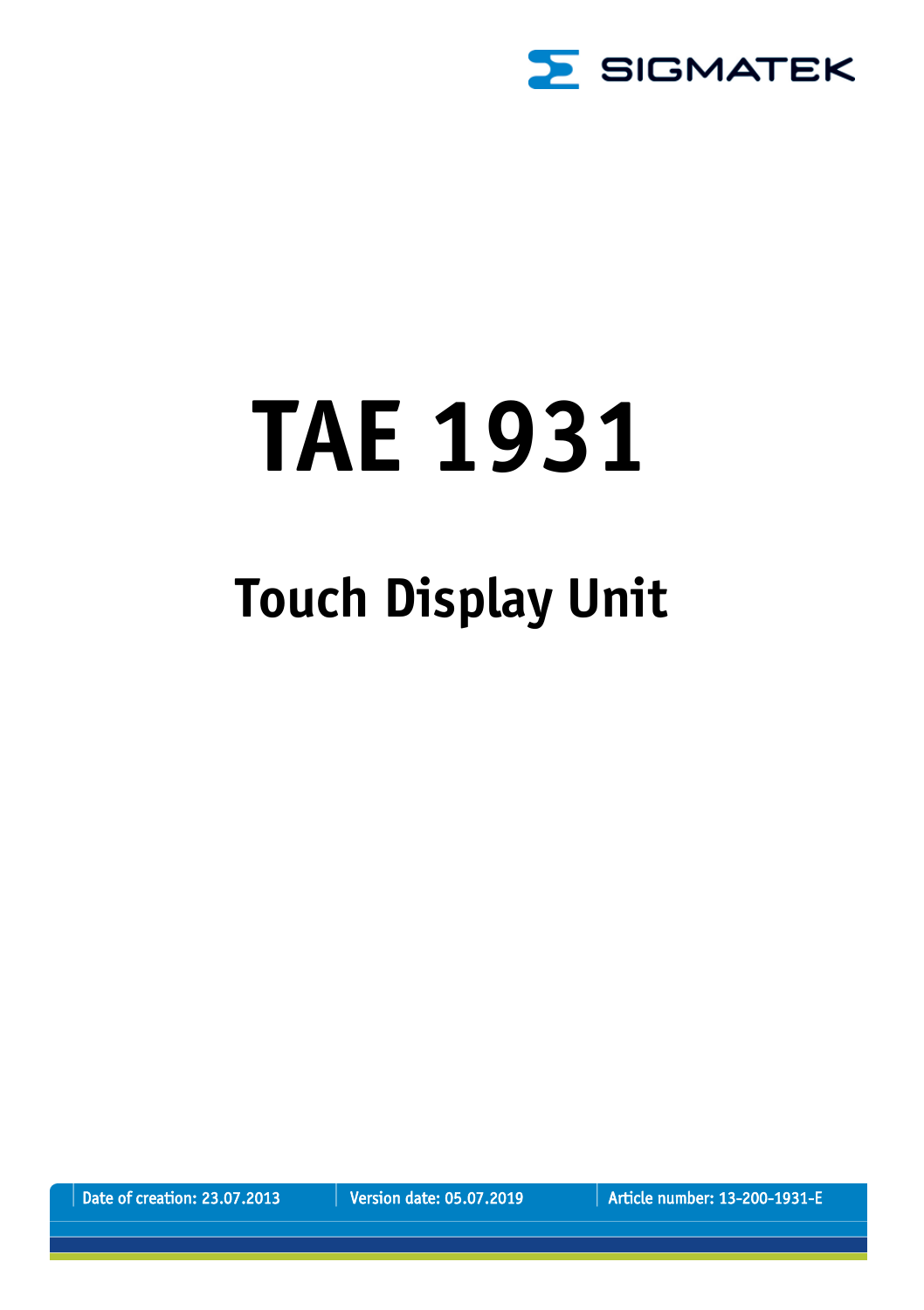SIGMATEK

# TAE 1931

## Touch Display Unit

Date of creation: 23.07.2013 | Version date: 05.07.2019 | Article number: 13-200-1931-E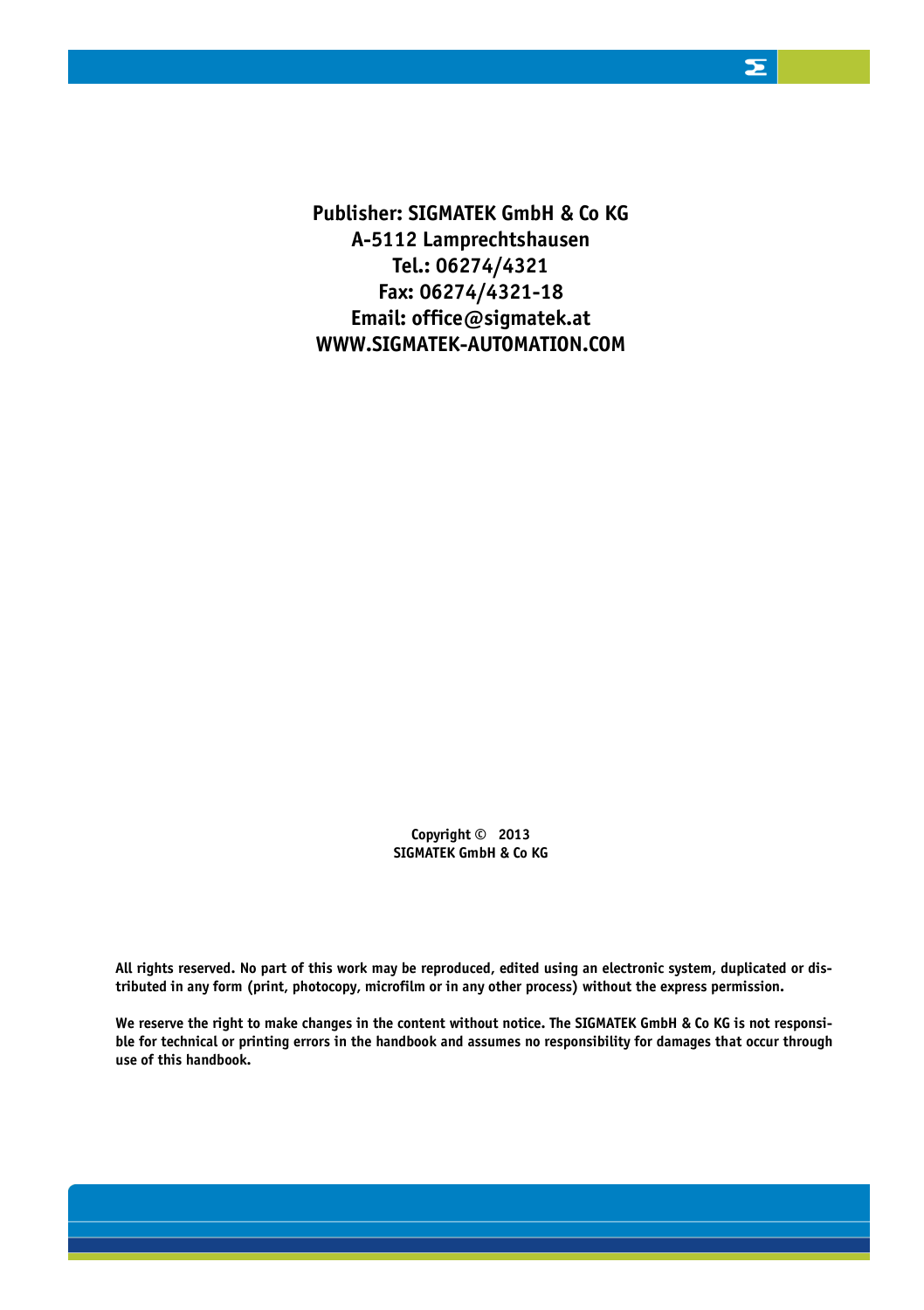**Publisher: SIGMATEK GmbH & Co KG**
**A-5112 Lamprechtshausen**
**Tel.: 06274/4321**
**Fax: 06274/4321-18**
**Email: office@sigmatek.at**
**WWW.SIGMATEK-AUTOMATION.COM**

**Copyright © 2013**
**SIGMATEK GmbH & Co KG**

**All rights reserved. No part of this work may be reproduced, edited using an electronic system, duplicated or distributed in any form (print, photocopy, microfilm or in any other process) without the express permission.**

**We reserve the right to make changes in the content without notice. The SIGMATEK GmbH & Co KG is not responsible for technical or printing errors in the handbook and assumes no responsibility for damages that occur through use of this handbook.**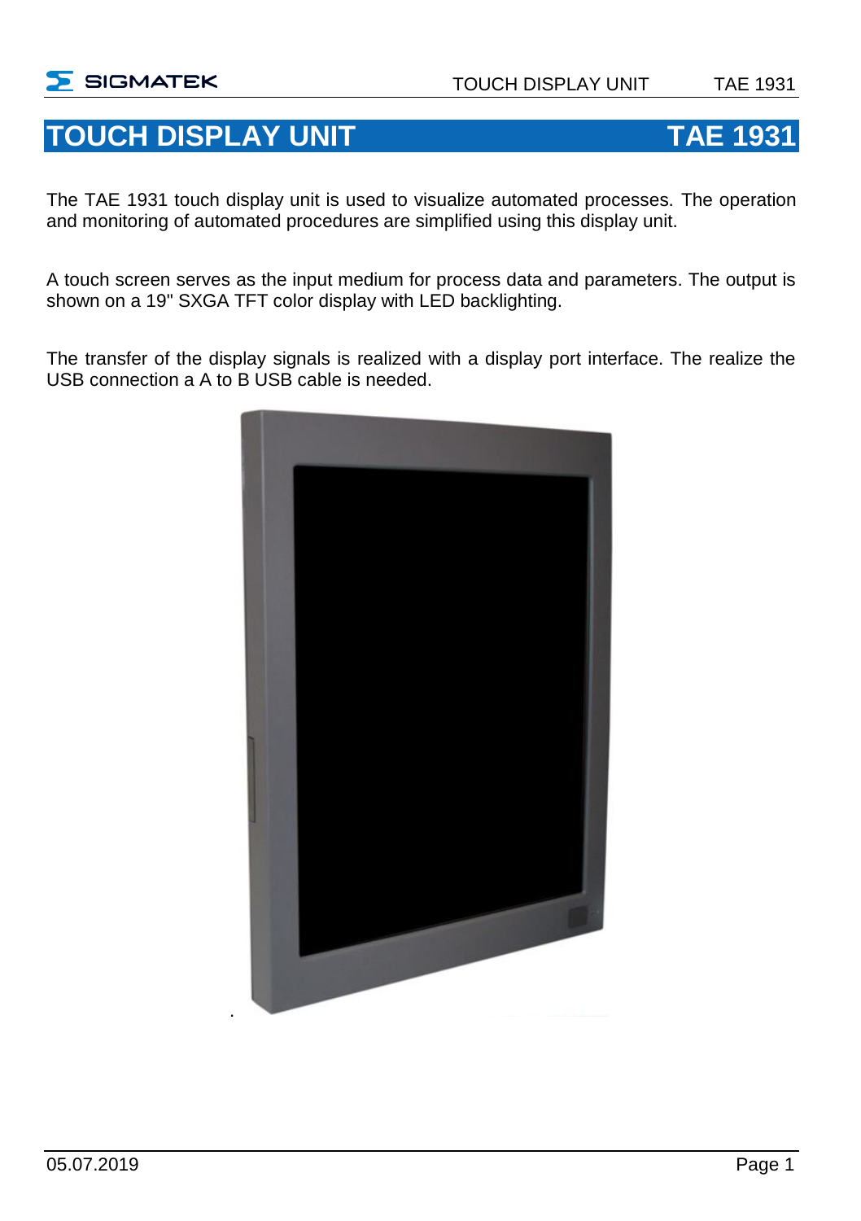# TOUCH DISPLAY UNIT TAE 1931

The TAE 1931 touch display unit is used to visualize automated processes. The operation and monitoring of automated procedures are simplified using this display unit.

A touch screen serves as the input medium for process data and parameters. The output is shown on a 19" SXGA TFT color display with LED backlighting.

The transfer of the display signals is realized with a display port interface. The realize the USB connection a A to B USB cable is needed.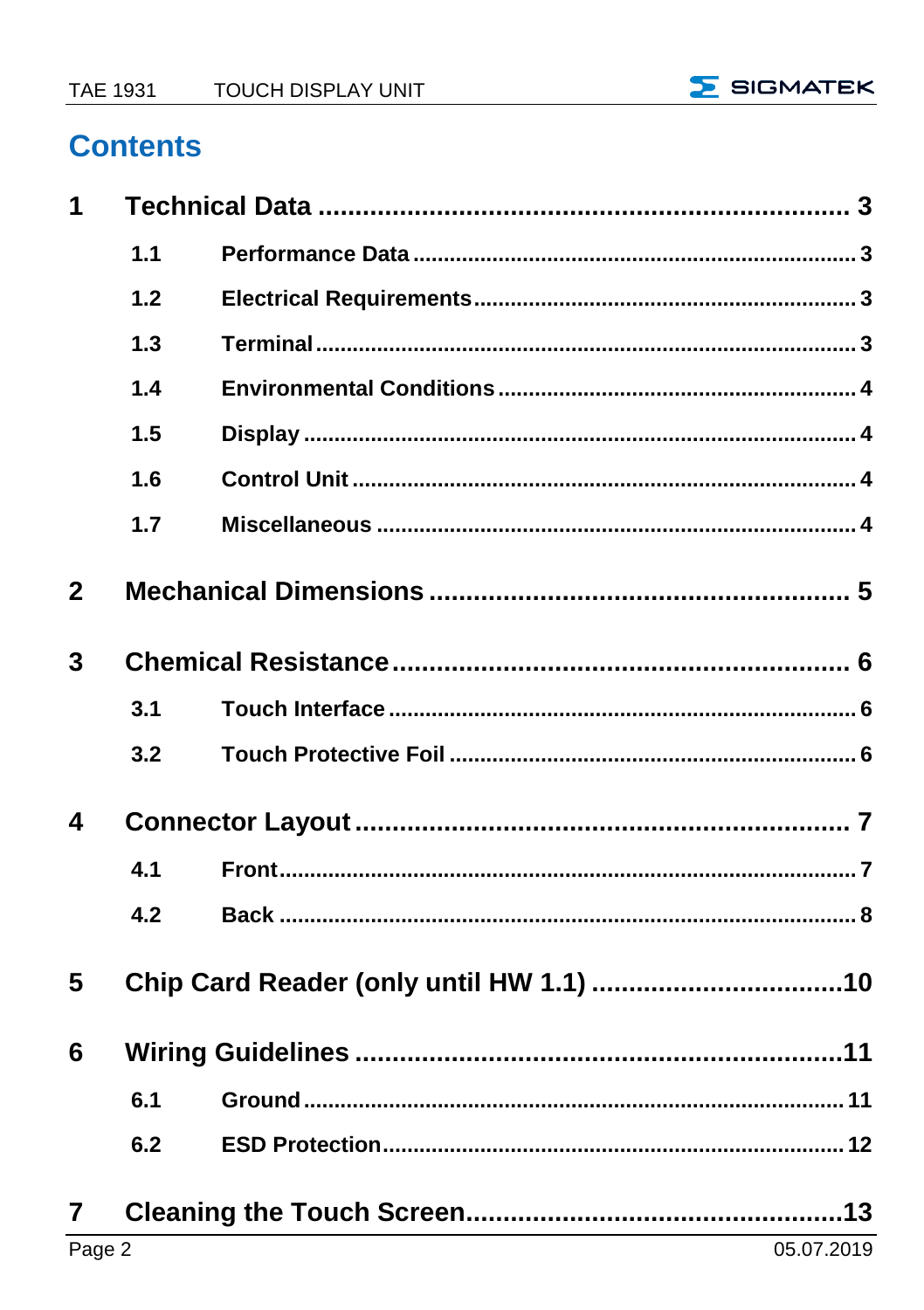# Contents

**1 Technical Data** ........................................................ 3

- **1.1 Performance Data** ........................................................ 3
- **1.2 Electrical Requirements** ........................................................ 3
- **1.3 Terminal** ........................................................ 3
- **1.4 Environmental Conditions** ........................................................ 4
- **1.5 Display** ........................................................ 4
- **1.6 Control Unit** ........................................................ 4
- **1.7 Miscellaneous** ........................................................ 4

**2 Mechanical Dimensions** ........................................................ 5

**3 Chemical Resistance** ........................................................ 6

- **3.1 Touch Interface** ........................................................ 6
- **3.2 Touch Protective Foil** ........................................................ 6

**4 Connector Layout** ........................................................ 7

- **4.1 Front** ........................................................ 7
- **4.2 Back** ........................................................ 8

**5 Chip Card Reader (only until HW 1.1)** ........................................................ 10

**6 Wiring Guidelines** ........................................................ 11

- **6.1 Ground** ........................................................ 11
- **6.2 ESD Protection** ........................................................ 12

**7 Cleaning the Touch Screen** ........................................................ 13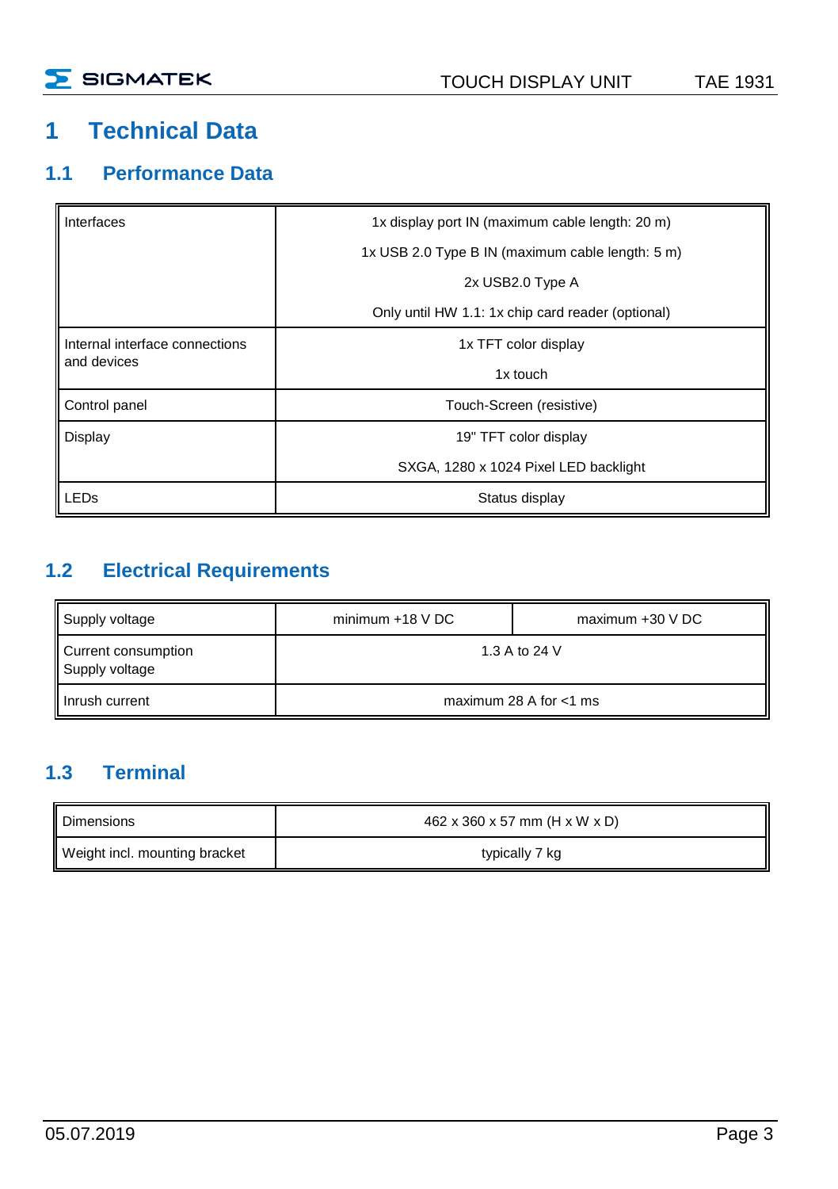# 1 Technical Data

## 1.1 Performance Data

| | |
|---|---|
| Interfaces | 1x display port IN (maximum cable length: 20 m)<br>1x USB 2.0 Type B IN (maximum cable length: 5 m)<br>2x USB2.0 Type A<br>Only until HW 1.1: 1x chip card reader (optional) |
| Internal interface connections and devices | 1x TFT color display<br>1x touch |
| Control panel | Touch-Screen (resistive) |
| Display | 19" TFT color display<br>SXGA, 1280 x 1024 Pixel LED backlight |
| LEDs | Status display |

## 1.2 Electrical Requirements

| | | |
|---|---|---|
| Supply voltage | minimum +18 V DC | maximum +30 V DC |
| Current consumption Supply voltage | 1.3 A to 24 V | |
| Inrush current | maximum 28 A for <1 ms | |

## 1.3 Terminal

| | |
|---|---|
| Dimensions | 462 x 360 x 57 mm (H x W x D) |
| Weight incl. mounting bracket | typically 7 kg |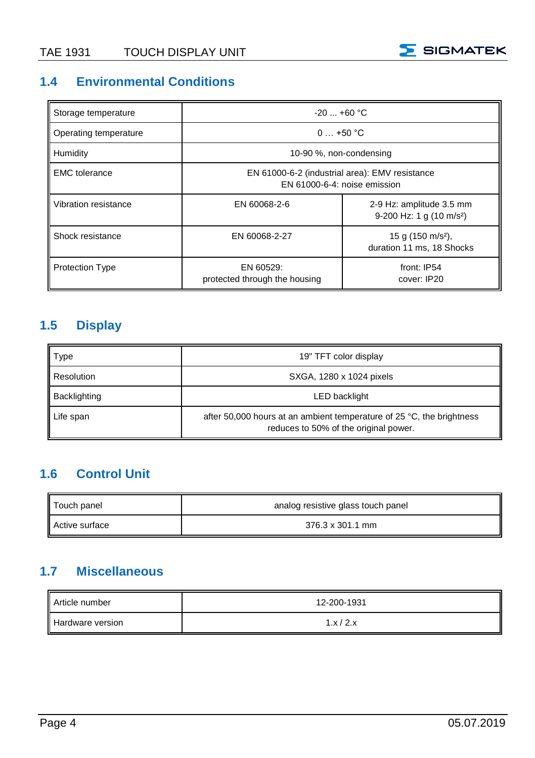## 1.4 Environmental Conditions

| Storage temperature | -20 ... +60 °C | |
|---|---|---|
| Operating temperature | 0 … +50 °C | |
| Humidity | 10-90 %, non-condensing | |
| EMC tolerance | EN 61000-6-2 (industrial area): EMV resistance<br>EN 61000-6-4: noise emission | |
| Vibration resistance | EN 60068-2-6 | 2-9 Hz: amplitude 3.5 mm<br>9-200 Hz: 1 g (10 m/s²) |
| Shock resistance | EN 60068-2-27 | 15 g (150 m/s²),<br>duration 11 ms, 18 Shocks |
| Protection Type | EN 60529:<br>protected through the housing | front: IP54<br>cover: IP20 |

## 1.5 Display

| Type | 19" TFT color display |
|---|---|
| Resolution | SXGA, 1280 x 1024 pixels |
| Backlighting | LED backlight |
| Life span | after 50,000 hours at an ambient temperature of 25 °C, the brightness reduces to 50% of the original power. |

## 1.6 Control Unit

| Touch panel | analog resistive glass touch panel |
|---|---|
| Active surface | 376.3 x 301.1 mm |

## 1.7 Miscellaneous

| Article number | 12-200-1931 |
|---|---|
| Hardware version | 1.x / 2.x |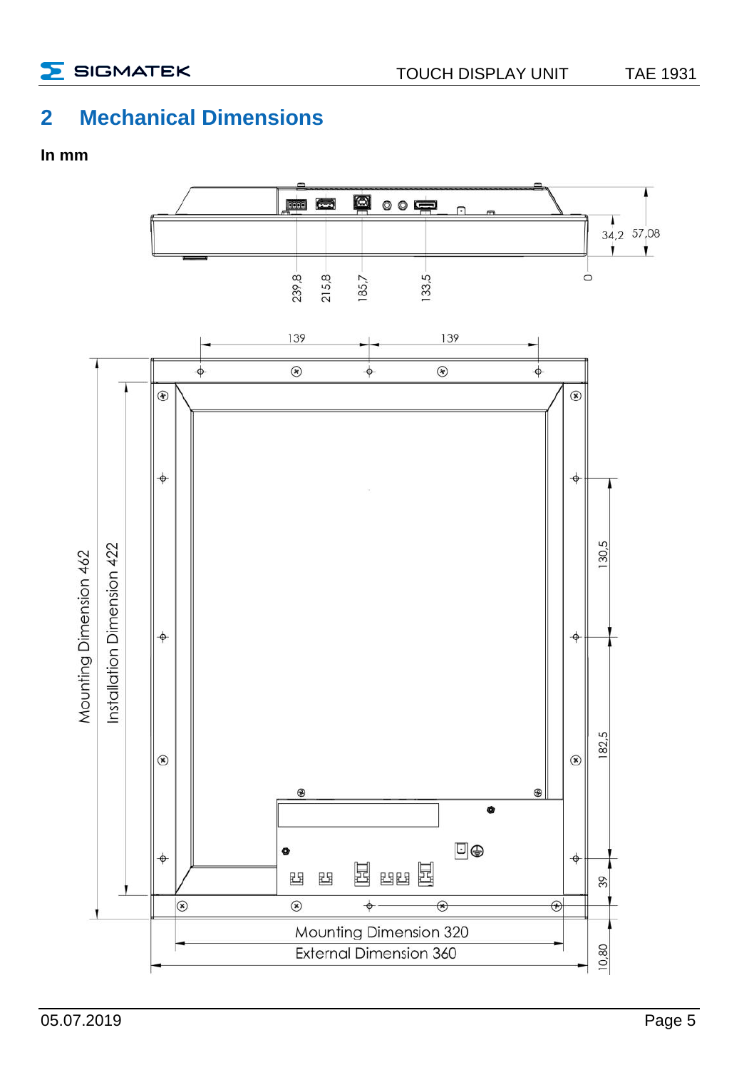# 2 Mechanical Dimensions

**In mm**

57,08

34,2

0

239,8

215,8

185,7

133,5

139

139

Mounting Dimension 462

Installation Dimension 422

130,5

182,5

39

10,80

Mounting Dimension 320

External Dimension 360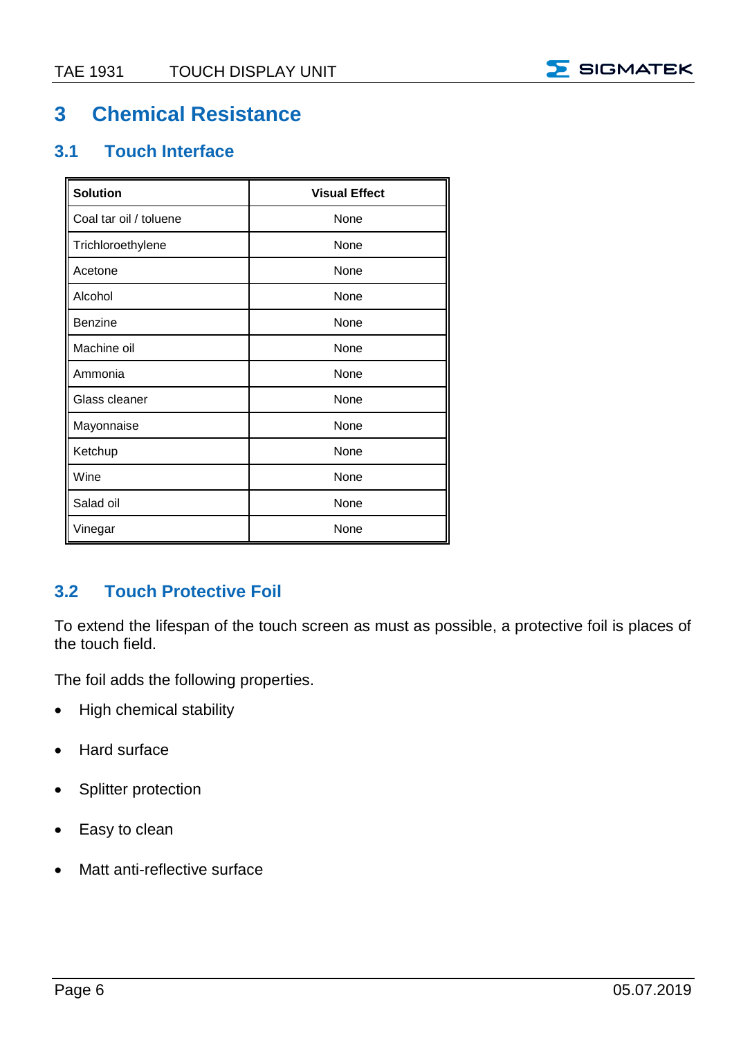# 3 Chemical Resistance

## 3.1 Touch Interface

| Solution | Visual Effect |
|---|---|
| Coal tar oil / toluene | None |
| Trichloroethylene | None |
| Acetone | None |
| Alcohol | None |
| Benzine | None |
| Machine oil | None |
| Ammonia | None |
| Glass cleaner | None |
| Mayonnaise | None |
| Ketchup | None |
| Wine | None |
| Salad oil | None |
| Vinegar | None |

## 3.2 Touch Protective Foil

To extend the lifespan of the touch screen as must as possible, a protective foil is places of the touch field.

The foil adds the following properties.

- High chemical stability
- Hard surface
- Splitter protection
- Easy to clean
- Matt anti-reflective surface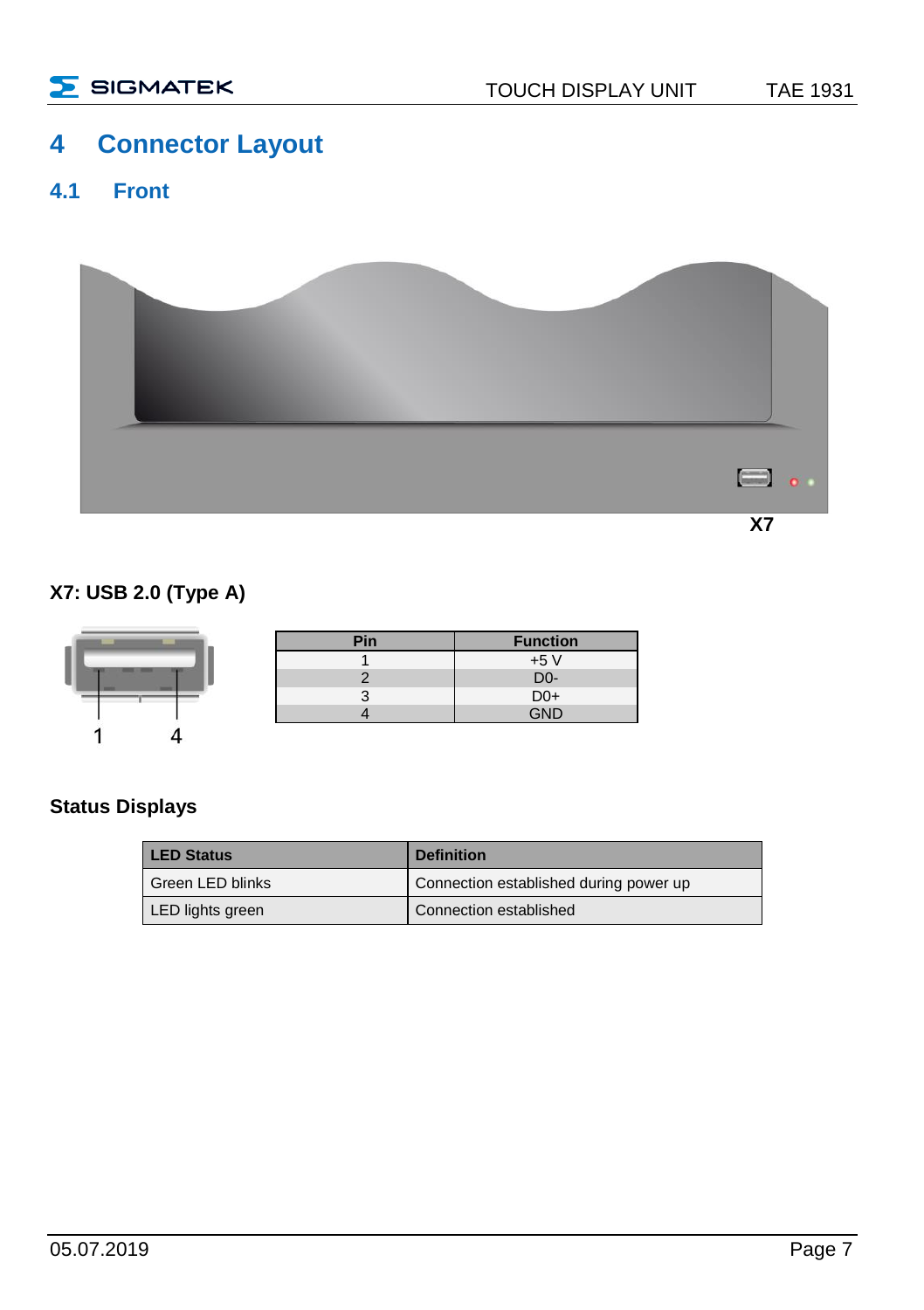# 4 Connector Layout

## 4.1 Front

X7

### X7: USB 2.0 (Type A)

1 4

| Pin | Function |
|---|---|
| 1 | +5 V |
| 2 | D0- |
| 3 | D0+ |
| 4 | GND |

### Status Displays

| LED Status | Definition |
|---|---|
| Green LED blinks | Connection established during power up |
| LED lights green | Connection established |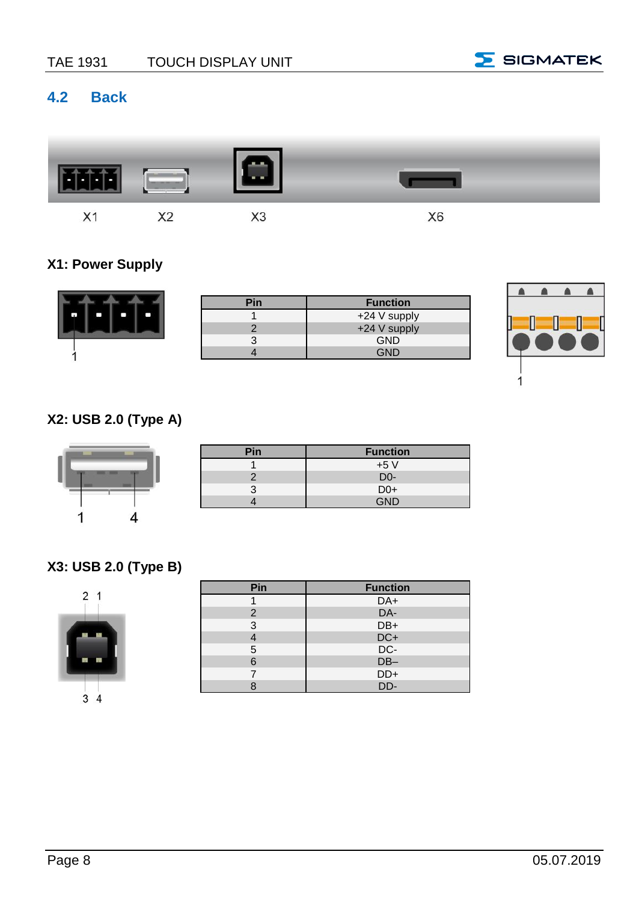## 4.2 Back

X1 X2 X3 X6

### X1: Power Supply

| Pin | Function |
|---|---|
| 1 | +24 V supply |
| 2 | +24 V supply |
| 3 | GND |
| 4 | GND |

### X2: USB 2.0 (Type A)

| Pin | Function |
|---|---|
| 1 | +5 V |
| 2 | D0- |
| 3 | D0+ |
| 4 | GND |

### X3: USB 2.0 (Type B)

| Pin | Function |
|---|---|
| 1 | DA+ |
| 2 | DA- |
| 3 | DB+ |
| 4 | DC+ |
| 5 | DC- |
| 6 | DB– |
| 7 | DD+ |
| 8 | DD- |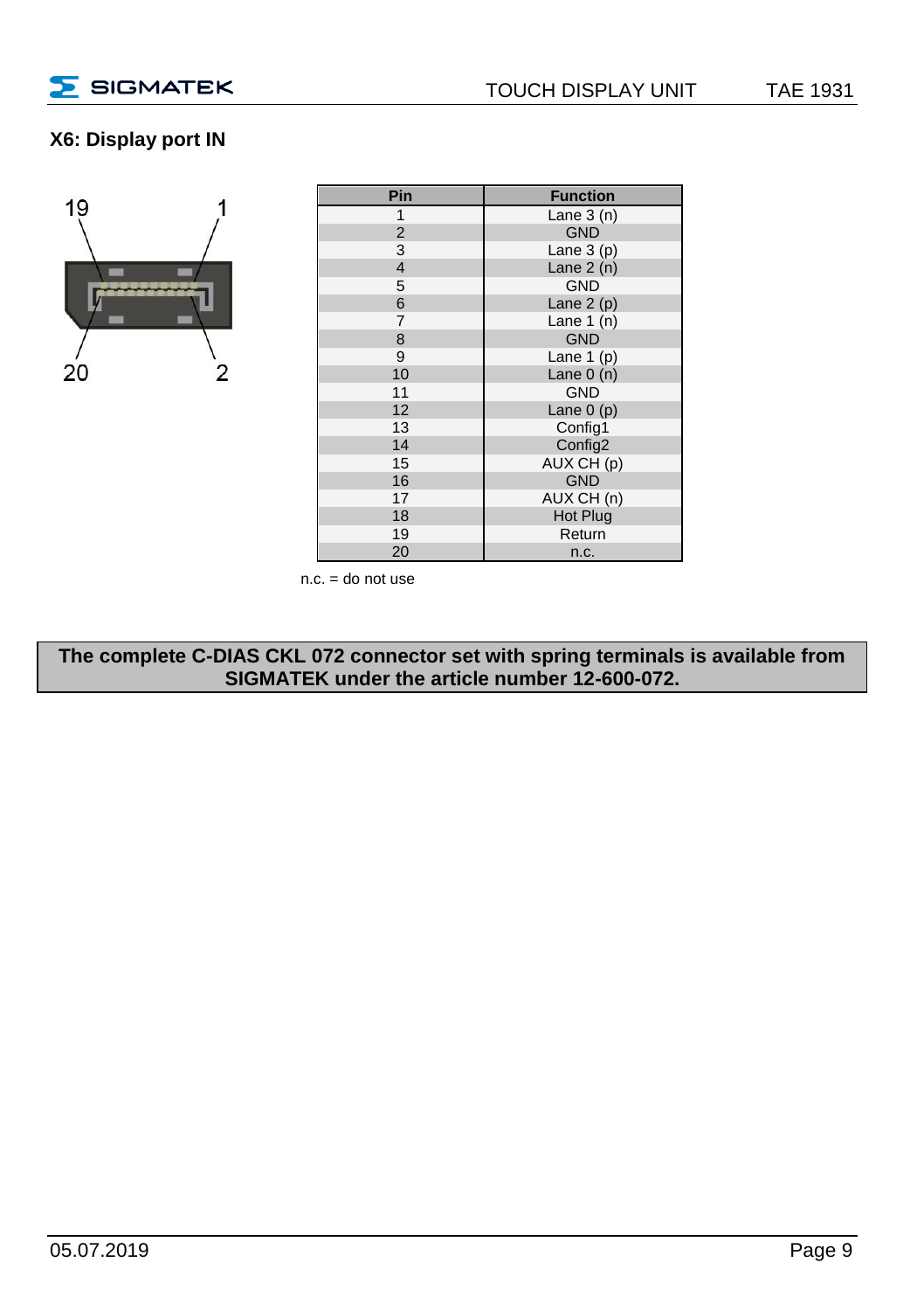### X6: Display port IN

| Pin | Function |
|---|---|
| 1 | Lane 3 (n) |
| 2 | GND |
| 3 | Lane 3 (p) |
| 4 | Lane 2 (n) |
| 5 | GND |
| 6 | Lane 2 (p) |
| 7 | Lane 1 (n) |
| 8 | GND |
| 9 | Lane 1 (p) |
| 10 | Lane 0 (n) |
| 11 | GND |
| 12 | Lane 0 (p) |
| 13 | Config1 |
| 14 | Config2 |
| 15 | AUX CH (p) |
| 16 | GND |
| 17 | AUX CH (n) |
| 18 | Hot Plug |
| 19 | Return |
| 20 | n.c. |

n.c. = do not use

**The complete C-DIAS CKL 072 connector set with spring terminals is available from SIGMATEK under the article number 12-600-072.**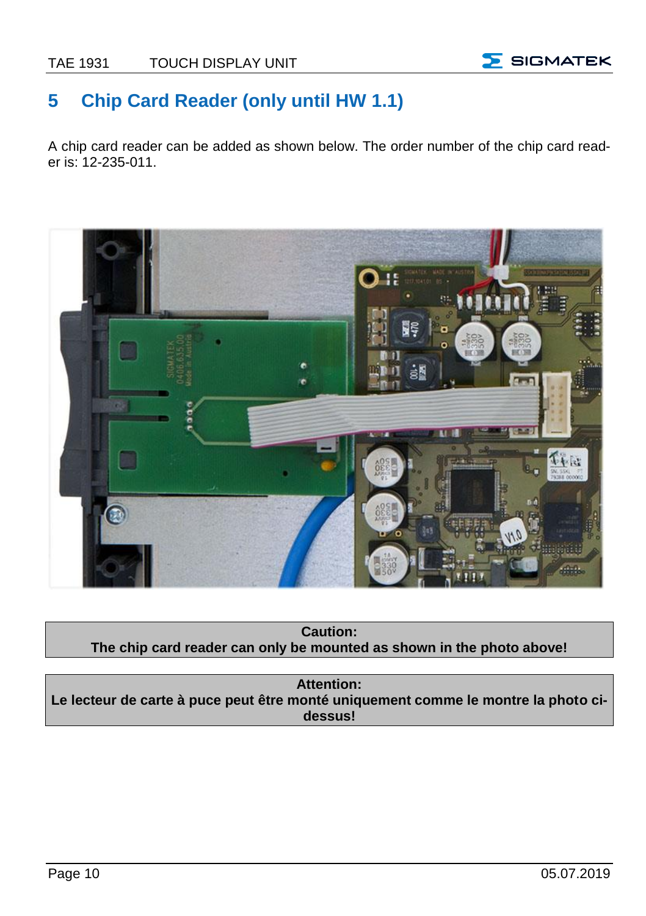# 5 Chip Card Reader (only until HW 1.1)

A chip card reader can be added as shown below. The order number of the chip card reader is: 12-235-011.

**Caution:**
**The chip card reader can only be mounted as shown in the photo above!**

**Attention:**
**Le lecteur de carte à puce peut être monté uniquement comme le montre la photo ci-dessus!**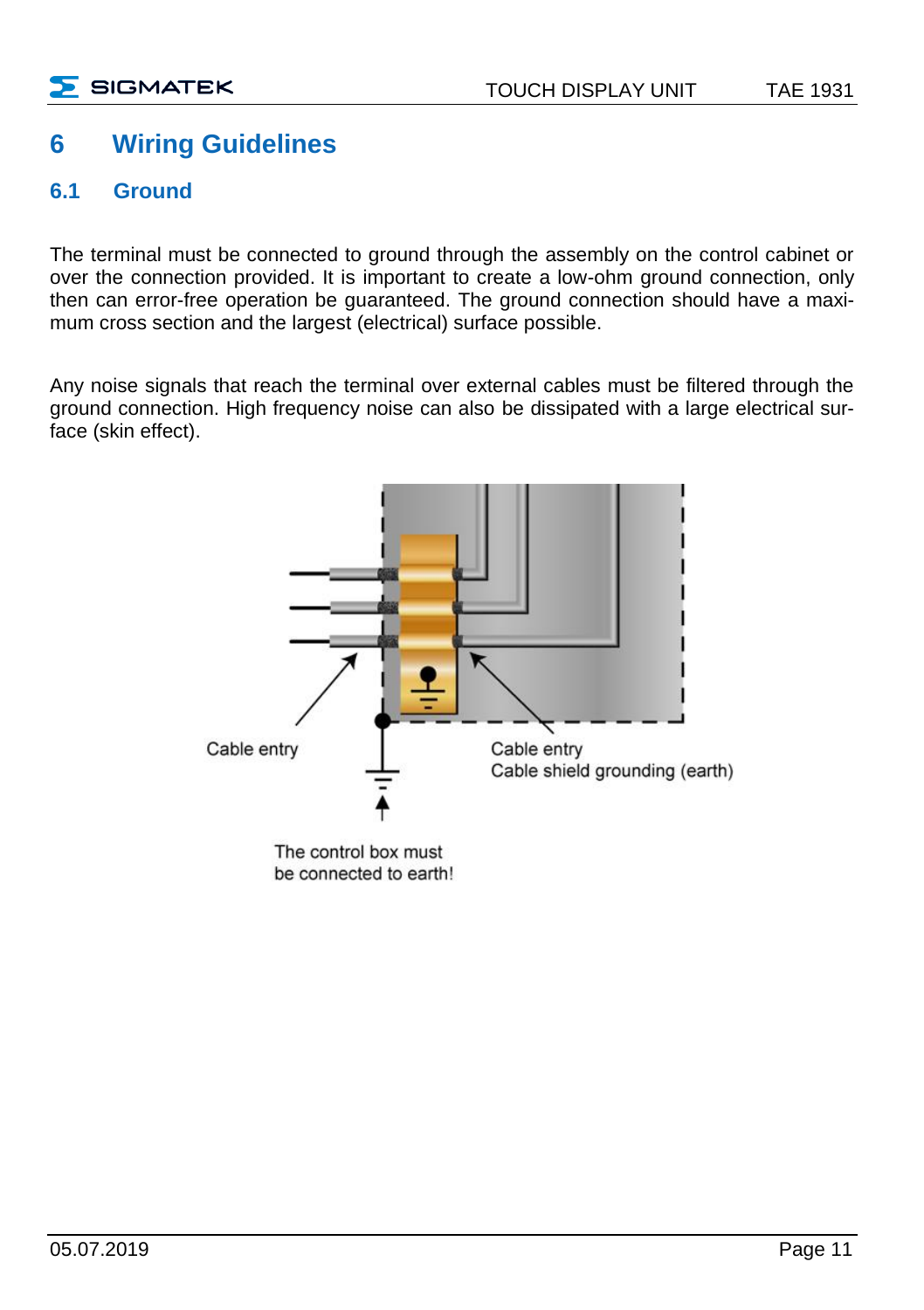# 6 Wiring Guidelines

## 6.1 Ground

The terminal must be connected to ground through the assembly on the control cabinet or over the connection provided. It is important to create a low-ohm ground connection, only then can error-free operation be guaranteed. The ground connection should have a maximum cross section and the largest (electrical) surface possible.

Any noise signals that reach the terminal over external cables must be filtered through the ground connection. High frequency noise can also be dissipated with a large electrical surface (skin effect).

Cable entry

Cable entry
Cable shield grounding (earth)

The control box must
be connected to earth!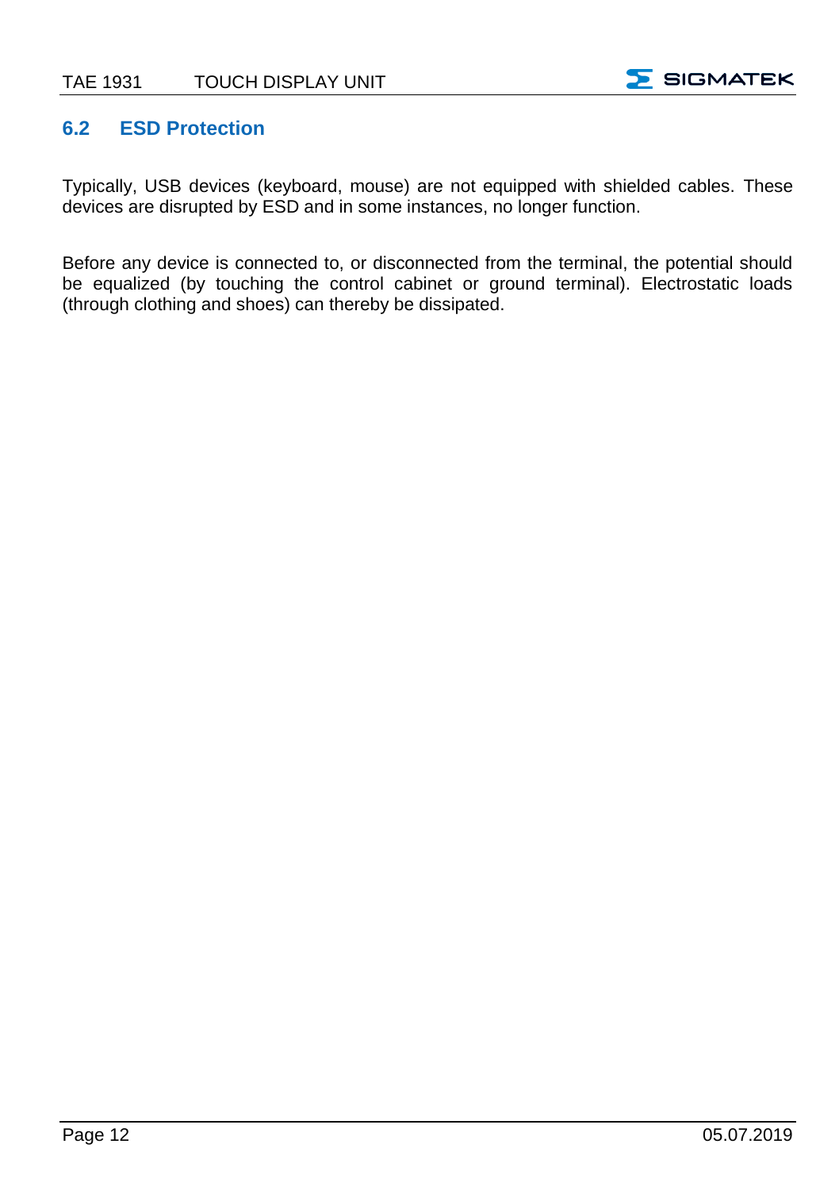## 6.2 ESD Protection

Typically, USB devices (keyboard, mouse) are not equipped with shielded cables. These devices are disrupted by ESD and in some instances, no longer function.

Before any device is connected to, or disconnected from the terminal, the potential should be equalized (by touching the control cabinet or ground terminal). Electrostatic loads (through clothing and shoes) can thereby be dissipated.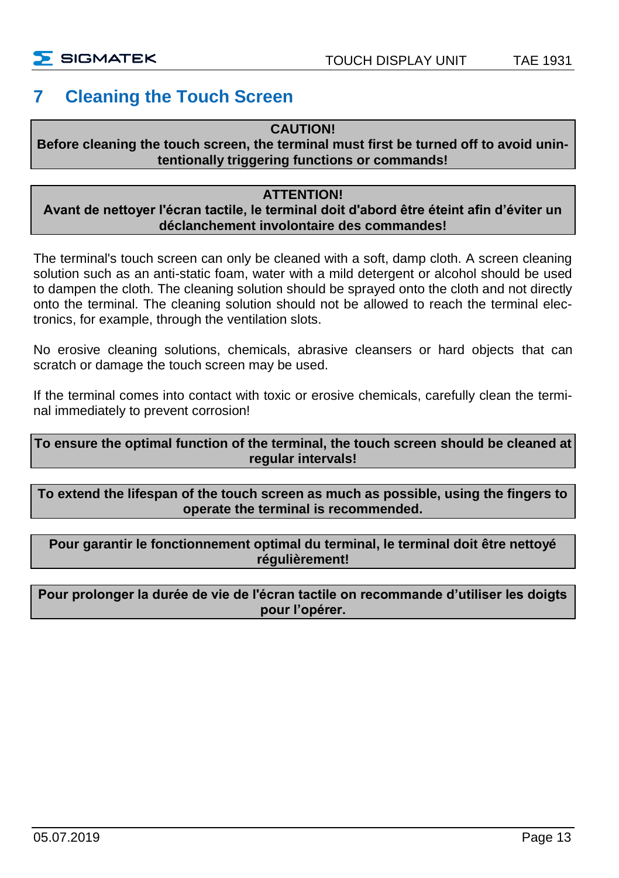# 7 Cleaning the Touch Screen

**CAUTION!**
**Before cleaning the touch screen, the terminal must first be turned off to avoid unintentionally triggering functions or commands!**

**ATTENTION!**
**Avant de nettoyer l'écran tactile, le terminal doit d'abord être éteint afin d'éviter un déclanchement involontaire des commandes!**

The terminal's touch screen can only be cleaned with a soft, damp cloth. A screen cleaning solution such as an anti-static foam, water with a mild detergent or alcohol should be used to dampen the cloth. The cleaning solution should be sprayed onto the cloth and not directly onto the terminal. The cleaning solution should not be allowed to reach the terminal electronics, for example, through the ventilation slots.

No erosive cleaning solutions, chemicals, abrasive cleansers or hard objects that can scratch or damage the touch screen may be used.

If the terminal comes into contact with toxic or erosive chemicals, carefully clean the terminal immediately to prevent corrosion!

**To ensure the optimal function of the terminal, the touch screen should be cleaned at regular intervals!**

**To extend the lifespan of the touch screen as much as possible, using the fingers to operate the terminal is recommended.**

**Pour garantir le fonctionnement optimal du terminal, le terminal doit être nettoyé régulièrement!**

**Pour prolonger la durée de vie de l'écran tactile on recommande d'utiliser les doigts pour l'opérer.**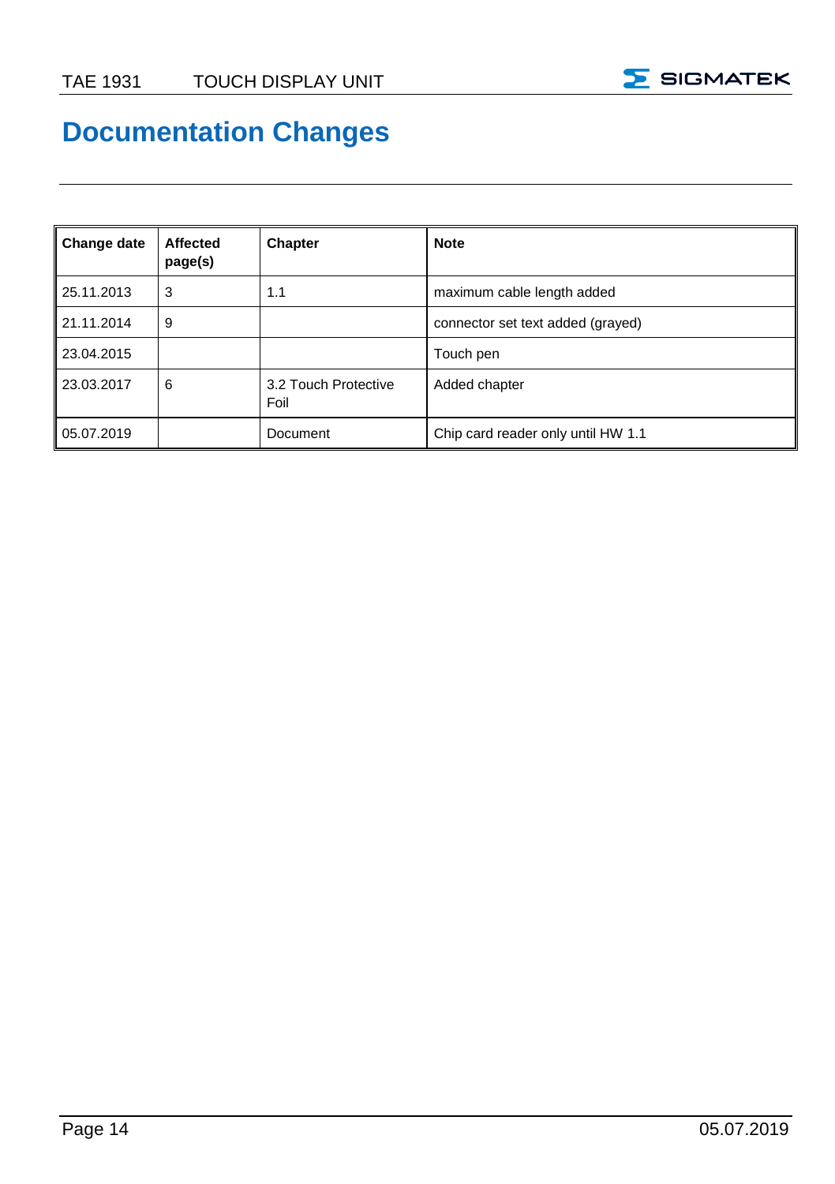# Documentation Changes

| Change date | Affected page(s) | Chapter | Note |
|---|---|---|---|
| 25.11.2013 | 3 | 1.1 | maximum cable length added |
| 21.11.2014 | 9 | | connector set text added (grayed) |
| 23.04.2015 | | | Touch pen |
| 23.03.2017 | 6 | 3.2 Touch Protective Foil | Added chapter |
| 05.07.2019 | | Document | Chip card reader only until HW 1.1 |